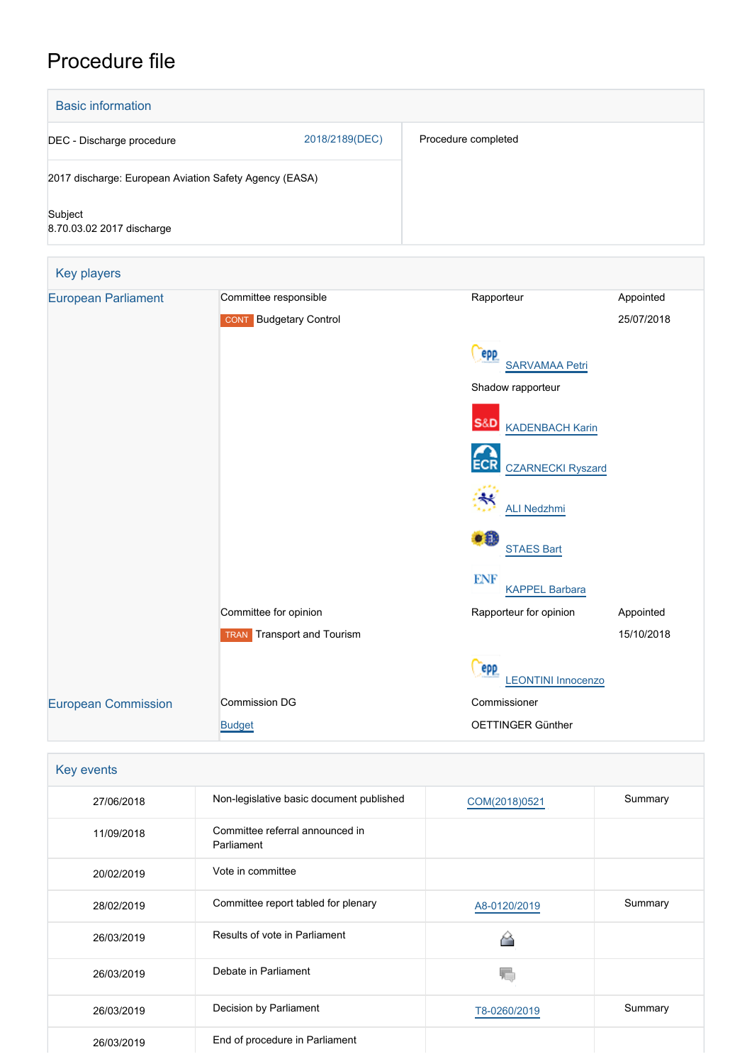# Procedure file

## Basic information

| | | |
|---|---|---|
| DEC - Discharge procedure | 2018/2189(DEC) | Procedure completed |
| 2017 discharge: European Aviation Safety Agency (EASA) | | |
| Subject<br>8.70.03.02 2017 discharge | | |

## Key players

| | | | |
|---|---|---|---|
| European Parliament | Committee responsible | Rapporteur | Appointed |
| | CONT Budgetary Control | | 25/07/2018 |
| | | SARVAMAA Petri | |
| | | Shadow rapporteur | |
| | | KADENBACH Karin | |
| | | CZARNECKI Ryszard | |
| | | ALI Nedzhmi | |
| | | STAES Bart | |
| | | KAPPEL Barbara | |
| | Committee for opinion | Rapporteur for opinion | Appointed |
| | TRAN Transport and Tourism | | 15/10/2018 |
| | | LEONTINI Innocenzo | |
| European Commission | Commission DG | Commissioner | |
| | Budget | OETTINGER Günther | |

## Key events

| | | | |
|---|---|---|---|
| 27/06/2018 | Non-legislative basic document published | COM(2018)0521 | Summary |
| 11/09/2018 | Committee referral announced in Parliament | | |
| 20/02/2019 | Vote in committee | | |
| 28/02/2019 | Committee report tabled for plenary | A8-0120/2019 | Summary |
| 26/03/2019 | Results of vote in Parliament | | |
| 26/03/2019 | Debate in Parliament | | |
| 26/03/2019 | Decision by Parliament | T8-0260/2019 | Summary |
| 26/03/2019 | End of procedure in Parliament | | |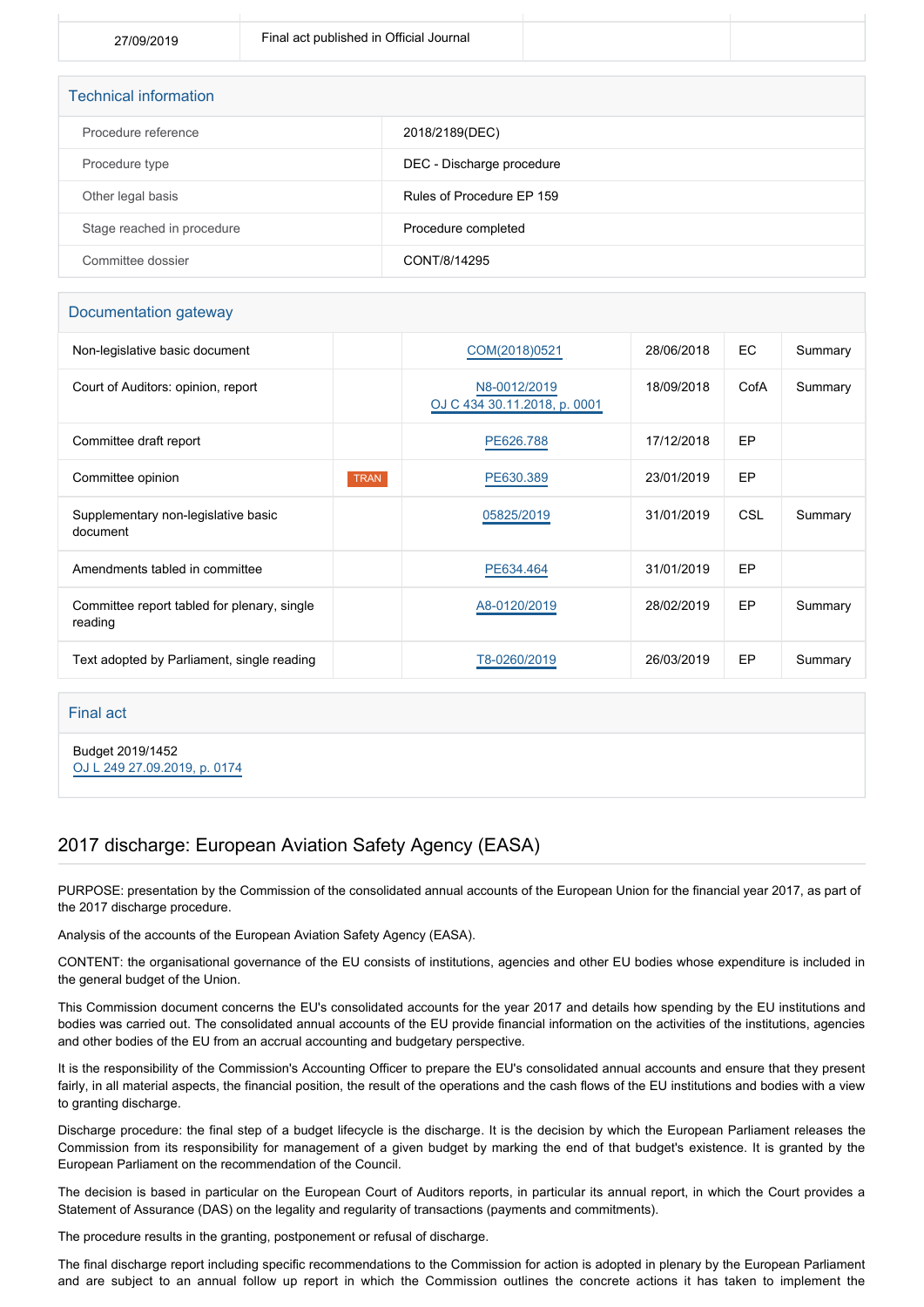| 27/09/2019 | Final act published in Official Journal | | |
|---|---|---|---|

## Technical information

| | |
|---|---|
| Procedure reference | 2018/2189(DEC) |
| Procedure type | DEC - Discharge procedure |
| Other legal basis | Rules of Procedure EP 159 |
| Stage reached in procedure | Procedure completed |
| Committee dossier | CONT/8/14295 |

## Documentation gateway

| | | | | | |
|---|---|---|---|---|---|
| Non-legislative basic document | | COM(2018)0521 | 28/06/2018 | EC | Summary |
| Court of Auditors: opinion, report | | N8-0012/2019 OJ C 434 30.11.2018, p. 0001 | 18/09/2018 | CofA | Summary |
| Committee draft report | | PE626.788 | 17/12/2018 | EP | |
| Committee opinion | TRAN | PE630.389 | 23/01/2019 | EP | |
| Supplementary non-legislative basic document | | 05825/2019 | 31/01/2019 | CSL | Summary |
| Amendments tabled in committee | | PE634.464 | 31/01/2019 | EP | |
| Committee report tabled for plenary, single reading | | A8-0120/2019 | 28/02/2019 | EP | Summary |
| Text adopted by Parliament, single reading | | T8-0260/2019 | 26/03/2019 | EP | Summary |

## Final act

Budget 2019/1452
OJ L 249 27.09.2019, p. 0174

## 2017 discharge: European Aviation Safety Agency (EASA)

PURPOSE: presentation by the Commission of the consolidated annual accounts of the European Union for the financial year 2017, as part of the 2017 discharge procedure.

Analysis of the accounts of the European Aviation Safety Agency (EASA).

CONTENT: the organisational governance of the EU consists of institutions, agencies and other EU bodies whose expenditure is included in the general budget of the Union.

This Commission document concerns the EU's consolidated accounts for the year 2017 and details how spending by the EU institutions and bodies was carried out. The consolidated annual accounts of the EU provide financial information on the activities of the institutions, agencies and other bodies of the EU from an accrual accounting and budgetary perspective.

It is the responsibility of the Commission's Accounting Officer to prepare the EU's consolidated annual accounts and ensure that they present fairly, in all material aspects, the financial position, the result of the operations and the cash flows of the EU institutions and bodies with a view to granting discharge.

Discharge procedure: the final step of a budget lifecycle is the discharge. It is the decision by which the European Parliament releases the Commission from its responsibility for management of a given budget by marking the end of that budget's existence. It is granted by the European Parliament on the recommendation of the Council.

The decision is based in particular on the European Court of Auditors reports, in particular its annual report, in which the Court provides a Statement of Assurance (DAS) on the legality and regularity of transactions (payments and commitments).

The procedure results in the granting, postponement or refusal of discharge.

The final discharge report including specific recommendations to the Commission for action is adopted in plenary by the European Parliament and are subject to an annual follow up report in which the Commission outlines the concrete actions it has taken to implement the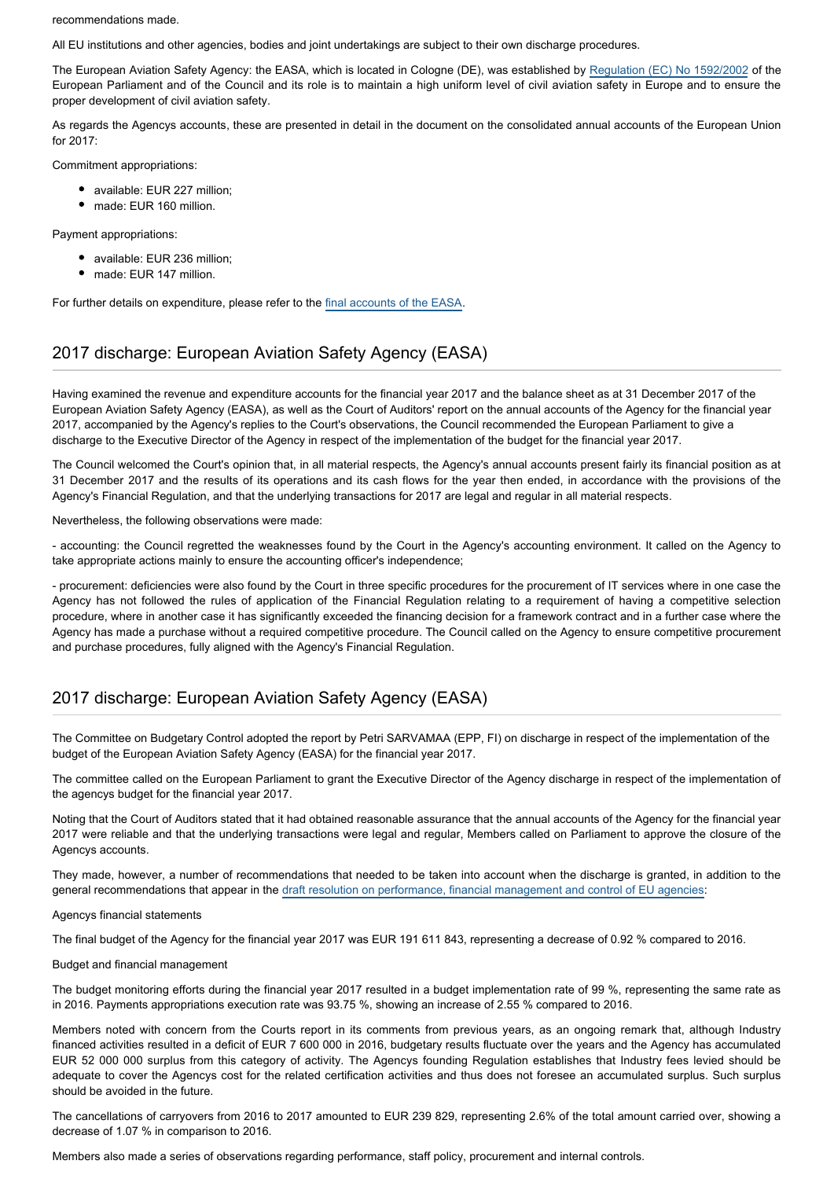recommendations made.

All EU institutions and other agencies, bodies and joint undertakings are subject to their own discharge procedures.

The European Aviation Safety Agency: the EASA, which is located in Cologne (DE), was established by Regulation (EC) No 1592/2002 of the European Parliament and of the Council and its role is to maintain a high uniform level of civil aviation safety in Europe and to ensure the proper development of civil aviation safety.

As regards the Agencys accounts, these are presented in detail in the document on the consolidated annual accounts of the European Union for 2017:

Commitment appropriations:

- available: EUR 227 million;
- made: EUR 160 million.

Payment appropriations:

- available: EUR 236 million;
- made: EUR 147 million.

For further details on expenditure, please refer to the final accounts of the EASA.

## 2017 discharge: European Aviation Safety Agency (EASA)

Having examined the revenue and expenditure accounts for the financial year 2017 and the balance sheet as at 31 December 2017 of the European Aviation Safety Agency (EASA), as well as the Court of Auditors' report on the annual accounts of the Agency for the financial year 2017, accompanied by the Agency's replies to the Court's observations, the Council recommended the European Parliament to give a discharge to the Executive Director of the Agency in respect of the implementation of the budget for the financial year 2017.

The Council welcomed the Court's opinion that, in all material respects, the Agency's annual accounts present fairly its financial position as at 31 December 2017 and the results of its operations and its cash flows for the year then ended, in accordance with the provisions of the Agency's Financial Regulation, and that the underlying transactions for 2017 are legal and regular in all material respects.

Nevertheless, the following observations were made:

- accounting: the Council regretted the weaknesses found by the Court in the Agency's accounting environment. It called on the Agency to take appropriate actions mainly to ensure the accounting officer's independence;

- procurement: deficiencies were also found by the Court in three specific procedures for the procurement of IT services where in one case the Agency has not followed the rules of application of the Financial Regulation relating to a requirement of having a competitive selection procedure, where in another case it has significantly exceeded the financing decision for a framework contract and in a further case where the Agency has made a purchase without a required competitive procedure. The Council called on the Agency to ensure competitive procurement and purchase procedures, fully aligned with the Agency's Financial Regulation.

## 2017 discharge: European Aviation Safety Agency (EASA)

The Committee on Budgetary Control adopted the report by Petri SARVAMAA (EPP, FI) on discharge in respect of the implementation of the budget of the European Aviation Safety Agency (EASA) for the financial year 2017.

The committee called on the European Parliament to grant the Executive Director of the Agency discharge in respect of the implementation of the agencys budget for the financial year 2017.

Noting that the Court of Auditors stated that it had obtained reasonable assurance that the annual accounts of the Agency for the financial year 2017 were reliable and that the underlying transactions were legal and regular, Members called on Parliament to approve the closure of the Agencys accounts.

They made, however, a number of recommendations that needed to be taken into account when the discharge is granted, in addition to the general recommendations that appear in the draft resolution on performance, financial management and control of EU agencies:

Agencys financial statements

The final budget of the Agency for the financial year 2017 was EUR 191 611 843, representing a decrease of 0.92 % compared to 2016.

Budget and financial management

The budget monitoring efforts during the financial year 2017 resulted in a budget implementation rate of 99 %, representing the same rate as in 2016. Payments appropriations execution rate was 93.75 %, showing an increase of 2.55 % compared to 2016.

Members noted with concern from the Courts report in its comments from previous years, as an ongoing remark that, although Industry financed activities resulted in a deficit of EUR 7 600 000 in 2016, budgetary results fluctuate over the years and the Agency has accumulated EUR 52 000 000 surplus from this category of activity. The Agencys founding Regulation establishes that Industry fees levied should be adequate to cover the Agencys cost for the related certification activities and thus does not foresee an accumulated surplus. Such surplus should be avoided in the future.

The cancellations of carryovers from 2016 to 2017 amounted to EUR 239 829, representing 2.6% of the total amount carried over, showing a decrease of 1.07 % in comparison to 2016.

Members also made a series of observations regarding performance, staff policy, procurement and internal controls.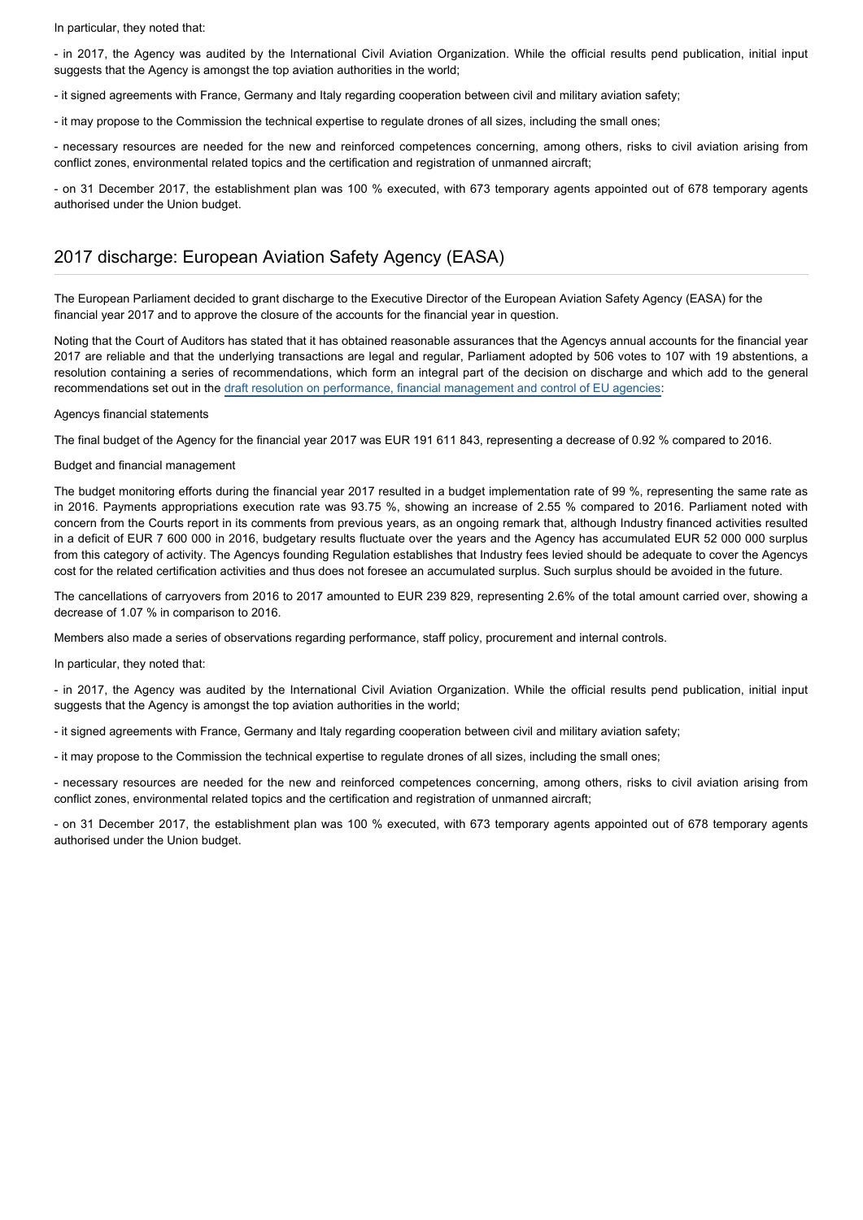In particular, they noted that:

- in 2017, the Agency was audited by the International Civil Aviation Organization. While the official results pend publication, initial input suggests that the Agency is amongst the top aviation authorities in the world;

- it signed agreements with France, Germany and Italy regarding cooperation between civil and military aviation safety;

- it may propose to the Commission the technical expertise to regulate drones of all sizes, including the small ones;

- necessary resources are needed for the new and reinforced competences concerning, among others, risks to civil aviation arising from conflict zones, environmental related topics and the certification and registration of unmanned aircraft;

- on 31 December 2017, the establishment plan was 100 % executed, with 673 temporary agents appointed out of 678 temporary agents authorised under the Union budget.

## 2017 discharge: European Aviation Safety Agency (EASA)

The European Parliament decided to grant discharge to the Executive Director of the European Aviation Safety Agency (EASA) for the financial year 2017 and to approve the closure of the accounts for the financial year in question.

Noting that the Court of Auditors has stated that it has obtained reasonable assurances that the Agencys annual accounts for the financial year 2017 are reliable and that the underlying transactions are legal and regular, Parliament adopted by 506 votes to 107 with 19 abstentions, a resolution containing a series of recommendations, which form an integral part of the decision on discharge and which add to the general recommendations set out in the draft resolution on performance, financial management and control of EU agencies:

Agencys financial statements

The final budget of the Agency for the financial year 2017 was EUR 191 611 843, representing a decrease of 0.92 % compared to 2016.

Budget and financial management

The budget monitoring efforts during the financial year 2017 resulted in a budget implementation rate of 99 %, representing the same rate as in 2016. Payments appropriations execution rate was 93.75 %, showing an increase of 2.55 % compared to 2016. Parliament noted with concern from the Courts report in its comments from previous years, as an ongoing remark that, although Industry financed activities resulted in a deficit of EUR 7 600 000 in 2016, budgetary results fluctuate over the years and the Agency has accumulated EUR 52 000 000 surplus from this category of activity. The Agencys founding Regulation establishes that Industry fees levied should be adequate to cover the Agencys cost for the related certification activities and thus does not foresee an accumulated surplus. Such surplus should be avoided in the future.

The cancellations of carryovers from 2016 to 2017 amounted to EUR 239 829, representing 2.6% of the total amount carried over, showing a decrease of 1.07 % in comparison to 2016.

Members also made a series of observations regarding performance, staff policy, procurement and internal controls.

In particular, they noted that:

- in 2017, the Agency was audited by the International Civil Aviation Organization. While the official results pend publication, initial input suggests that the Agency is amongst the top aviation authorities in the world;

- it signed agreements with France, Germany and Italy regarding cooperation between civil and military aviation safety;

- it may propose to the Commission the technical expertise to regulate drones of all sizes, including the small ones;

- necessary resources are needed for the new and reinforced competences concerning, among others, risks to civil aviation arising from conflict zones, environmental related topics and the certification and registration of unmanned aircraft;

- on 31 December 2017, the establishment plan was 100 % executed, with 673 temporary agents appointed out of 678 temporary agents authorised under the Union budget.